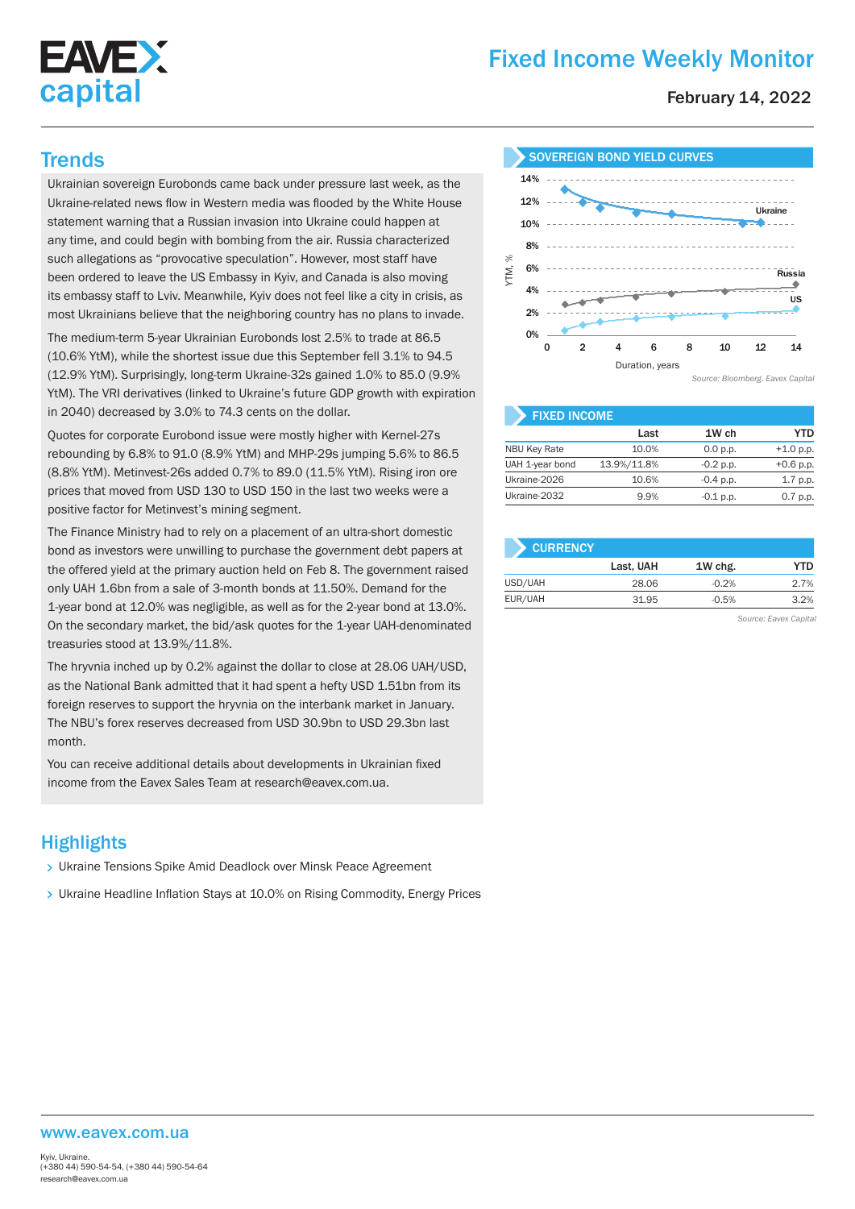# Fixed Income Weekly Monitor

February 14, 2022

## Trends

Ukrainian sovereign Eurobonds came back under pressure last week, as the Ukraine-related news flow in Western media was flooded by the White House statement warning that a Russian invasion into Ukraine could happen at any time, and could begin with bombing from the air. Russia characterized such allegations as "provocative speculation". However, most staff have been ordered to leave the US Embassy in Kyiv, and Canada is also moving its embassy staff to Lviv. Meanwhile, Kyiv does not feel like a city in crisis, as most Ukrainians believe that the neighboring country has no plans to invade.

The medium-term 5-year Ukrainian Eurobonds lost 2.5% to trade at 86.5 (10.6% YtM), while the shortest issue due this September fell 3.1% to 94.5 (12.9% YtM). Surprisingly, long-term Ukraine-32s gained 1.0% to 85.0 (9.9% YtM). The VRI derivatives (linked to Ukraine's future GDP growth with expiration in 2040) decreased by 3.0% to 74.3 cents on the dollar.

Quotes for corporate Eurobond issue were mostly higher with Kernel-27s rebounding by 6.8% to 91.0 (8.9% YtM) and MHP-29s jumping 5.6% to 86.5 (8.8% YtM). Metinvest-26s added 0.7% to 89.0 (11.5% YtM). Rising iron ore prices that moved from USD 130 to USD 150 in the last two weeks were a positive factor for Metinvest's mining segment.

The Finance Ministry had to rely on a placement of an ultra-short domestic bond as investors were unwilling to purchase the government debt papers at the offered yield at the primary auction held on Feb 8. The government raised only UAH 1.6bn from a sale of 3-month bonds at 11.50%. Demand for the 1-year bond at 12.0% was negligible, as well as for the 2-year bond at 13.0%. On the secondary market, the bid/ask quotes for the 1-year UAH-denominated treasuries stood at 13.9%/11.8%.

The hryvnia inched up by 0.2% against the dollar to close at 28.06 UAH/USD, as the National Bank admitted that it had spent a hefty USD 1.51bn from its foreign reserves to support the hryvnia on the interbank market in January. The NBU's forex reserves decreased from USD 30.9bn to USD 29.3bn last month.

You can receive additional details about developments in Ukrainian fixed income from the Eavex Sales Team at research@eavex.com.ua.

### SOVEREIGN BOND YIELD CURVES

Source: Bloomberg. Eavex Capital

### FIXED INCOME

| | Last | 1W ch | YTD |
|---|---|---|---|
| NBU Key Rate | 10.0% | 0.0 p.p. | +1.0 p.p. |
| UAH 1-year bond | 13.9%/11.8% | -0.2 p.p. | +0.6 p.p. |
| Ukraine-2026 | 10.6% | -0.4 p.p. | 1.7 p.p. |
| Ukraine-2032 | 9.9% | -0.1 p.p. | 0.7 p.p. |

### CURRENCY

| | Last, UAH | 1W chg. | YTD |
|---|---|---|---|
| USD/UAH | 28.06 | -0.2% | 2.7% |
| EUR/UAH | 31.95 | -0.5% | 3.2% |

Source: Eavex Capital

## Highlights

- Ukraine Tensions Spike Amid Deadlock over Minsk Peace Agreement
- Ukraine Headline Inflation Stays at 10.0% on Rising Commodity, Energy Prices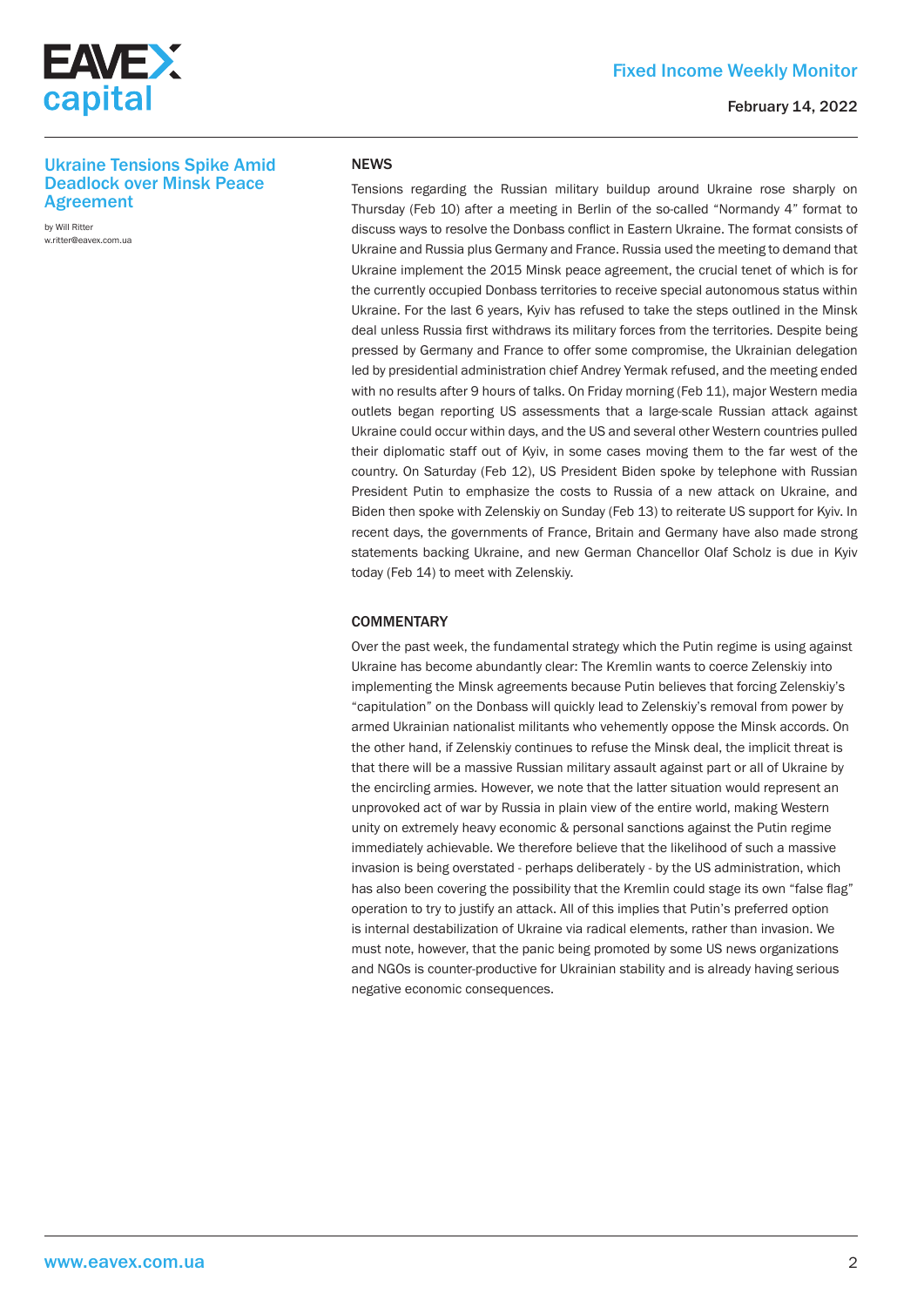## Ukraine Tensions Spike Amid Deadlock over Minsk Peace Agreement

by Will Ritter
w.ritter@eavex.com.ua

### NEWS

Tensions regarding the Russian military buildup around Ukraine rose sharply on Thursday (Feb 10) after a meeting in Berlin of the so-called "Normandy 4" format to discuss ways to resolve the Donbass conflict in Eastern Ukraine. The format consists of Ukraine and Russia plus Germany and France. Russia used the meeting to demand that Ukraine implement the 2015 Minsk peace agreement, the crucial tenet of which is for the currently occupied Donbass territories to receive special autonomous status within Ukraine. For the last 6 years, Kyiv has refused to take the steps outlined in the Minsk deal unless Russia first withdraws its military forces from the territories. Despite being pressed by Germany and France to offer some compromise, the Ukrainian delegation led by presidential administration chief Andrey Yermak refused, and the meeting ended with no results after 9 hours of talks. On Friday morning (Feb 11), major Western media outlets began reporting US assessments that a large-scale Russian attack against Ukraine could occur within days, and the US and several other Western countries pulled their diplomatic staff out of Kyiv, in some cases moving them to the far west of the country. On Saturday (Feb 12), US President Biden spoke by telephone with Russian President Putin to emphasize the costs to Russia of a new attack on Ukraine, and Biden then spoke with Zelenskiy on Sunday (Feb 13) to reiterate US support for Kyiv. In recent days, the governments of France, Britain and Germany have also made strong statements backing Ukraine, and new German Chancellor Olaf Scholz is due in Kyiv today (Feb 14) to meet with Zelenskiy.

### COMMENTARY

Over the past week, the fundamental strategy which the Putin regime is using against Ukraine has become abundantly clear: The Kremlin wants to coerce Zelenskiy into implementing the Minsk agreements because Putin believes that forcing Zelenskiy's "capitulation" on the Donbass will quickly lead to Zelenskiy's removal from power by armed Ukrainian nationalist militants who vehemently oppose the Minsk accords. On the other hand, if Zelenskiy continues to refuse the Minsk deal, the implicit threat is that there will be a massive Russian military assault against part or all of Ukraine by the encircling armies. However, we note that the latter situation would represent an unprovoked act of war by Russia in plain view of the entire world, making Western unity on extremely heavy economic & personal sanctions against the Putin regime immediately achievable. We therefore believe that the likelihood of such a massive invasion is being overstated - perhaps deliberately - by the US administration, which has also been covering the possibility that the Kremlin could stage its own "false flag" operation to try to justify an attack. All of this implies that Putin's preferred option is internal destabilization of Ukraine via radical elements, rather than invasion. We must note, however, that the panic being promoted by some US news organizations and NGOs is counter-productive for Ukrainian stability and is already having serious negative economic consequences.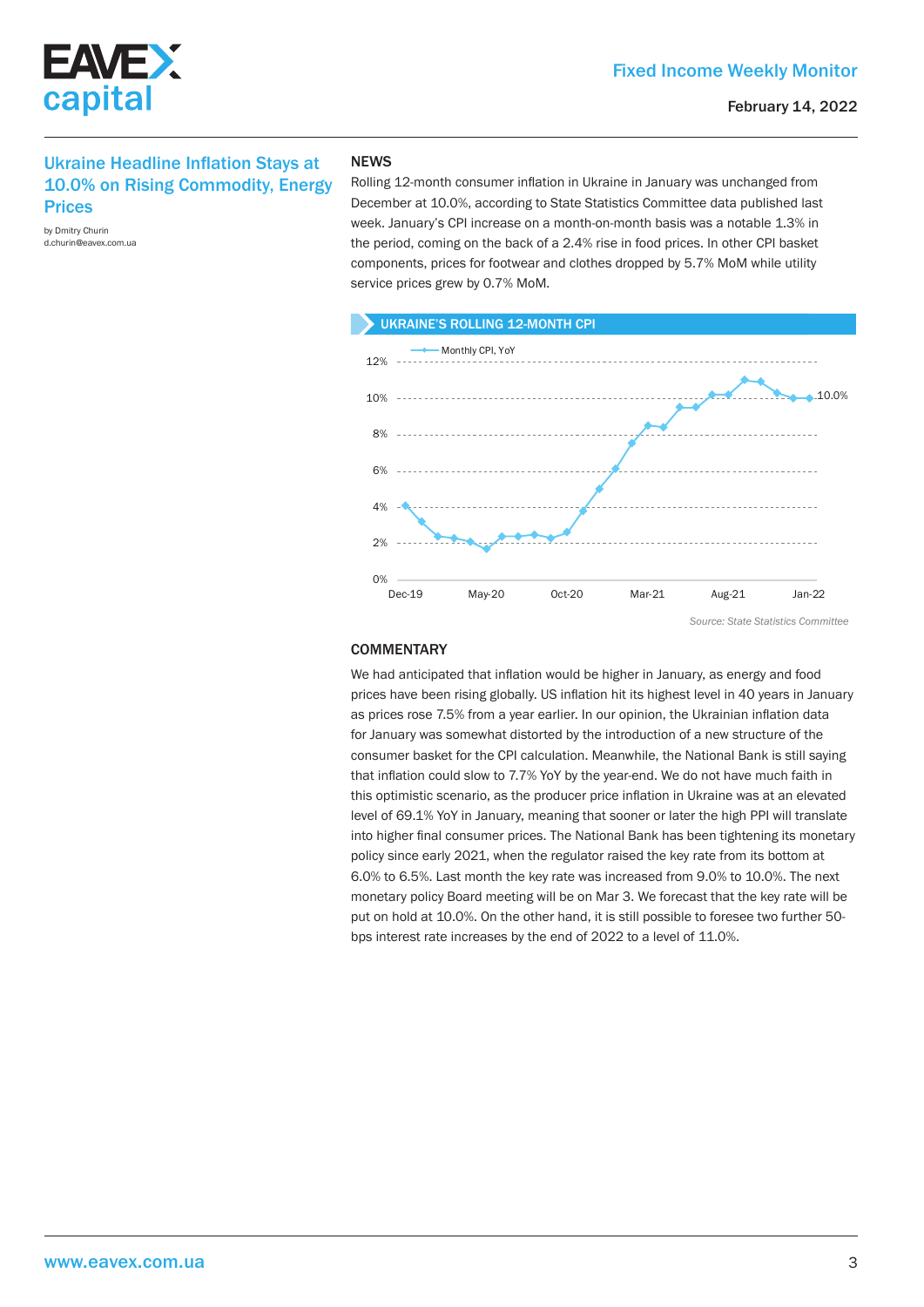## Ukraine Headline Inflation Stays at 10.0% on Rising Commodity, Energy Prices

by Dmitry Churin
d.churin@eavex.com.ua

### NEWS

Rolling 12-month consumer inflation in Ukraine in January was unchanged from December at 10.0%, according to State Statistics Committee data published last week. January's CPI increase on a month-on-month basis was a notable 1.3% in the period, coming on the back of a 2.4% rise in food prices. In other CPI basket components, prices for footwear and clothes dropped by 5.7% MoM while utility service prices grew by 0.7% MoM.

**UKRAINE'S ROLLING 12-MONTH CPI**

*Source: State Statistics Committee*

### COMMENTARY

We had anticipated that inflation would be higher in January, as energy and food prices have been rising globally. US inflation hit its highest level in 40 years in January as prices rose 7.5% from a year earlier. In our opinion, the Ukrainian inflation data for January was somewhat distorted by the introduction of a new structure of the consumer basket for the CPI calculation. Meanwhile, the National Bank is still saying that inflation could slow to 7.7% YoY by the year-end. We do not have much faith in this optimistic scenario, as the producer price inflation in Ukraine was at an elevated level of 69.1% YoY in January, meaning that sooner or later the high PPI will translate into higher final consumer prices. The National Bank has been tightening its monetary policy since early 2021, when the regulator raised the key rate from its bottom at 6.0% to 6.5%. Last month the key rate was increased from 9.0% to 10.0%. The next monetary policy Board meeting will be on Mar 3. We forecast that the key rate will be put on hold at 10.0%. On the other hand, it is still possible to foresee two further 50-bps interest rate increases by the end of 2022 to a level of 11.0%.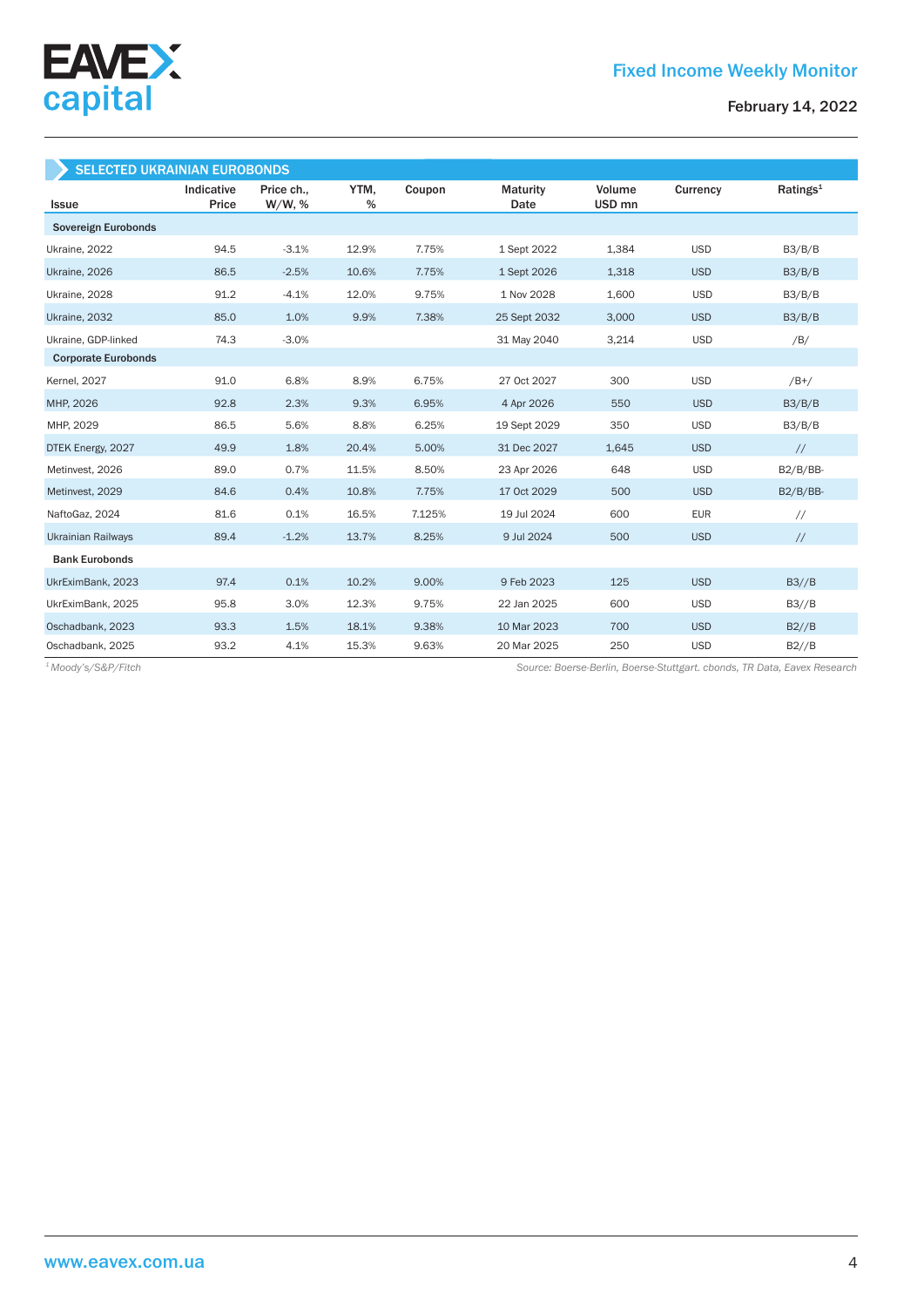## SELECTED UKRAINIAN EUROBONDS

| Issue | Indicative Price | Price ch., W/W, % | YTM, % | Coupon | Maturity Date | Volume USD mn | Currency | Ratings[1] |
|---|---|---|---|---|---|---|---|---|
| **Sovereign Eurobonds** | | | | | | | | |
| Ukraine, 2022 | 94.5 | -3.1% | 12.9% | 7.75% | 1 Sept 2022 | 1,384 | USD | B3/B/B |
| Ukraine, 2026 | 86.5 | -2.5% | 10.6% | 7.75% | 1 Sept 2026 | 1,318 | USD | B3/B/B |
| Ukraine, 2028 | 91.2 | -4.1% | 12.0% | 9.75% | 1 Nov 2028 | 1,600 | USD | B3/B/B |
| Ukraine, 2032 | 85.0 | 1.0% | 9.9% | 7.38% | 25 Sept 2032 | 3,000 | USD | B3/B/B |
| Ukraine, GDP-linked | 74.3 | -3.0% | | | 31 May 2040 | 3,214 | USD | /B/ |
| **Corporate Eurobonds** | | | | | | | | |
| Kernel, 2027 | 91.0 | 6.8% | 8.9% | 6.75% | 27 Oct 2027 | 300 | USD | /B+/ |
| MHP, 2026 | 92.8 | 2.3% | 9.3% | 6.95% | 4 Apr 2026 | 550 | USD | B3/B/B |
| MHP, 2029 | 86.5 | 5.6% | 8.8% | 6.25% | 19 Sept 2029 | 350 | USD | B3/B/B |
| DTEK Energy, 2027 | 49.9 | 1.8% | 20.4% | 5.00% | 31 Dec 2027 | 1,645 | USD | // |
| Metinvest, 2026 | 89.0 | 0.7% | 11.5% | 8.50% | 23 Apr 2026 | 648 | USD | B2/B/BB- |
| Metinvest, 2029 | 84.6 | 0.4% | 10.8% | 7.75% | 17 Oct 2029 | 500 | USD | B2/B/BB- |
| NaftoGaz, 2024 | 81.6 | 0.1% | 16.5% | 7.125% | 19 Jul 2024 | 600 | EUR | // |
| Ukrainian Railways | 89.4 | -1.2% | 13.7% | 8.25% | 9 Jul 2024 | 500 | USD | // |
| **Bank Eurobonds** | | | | | | | | |
| UkrEximBank, 2023 | 97.4 | 0.1% | 10.2% | 9.00% | 9 Feb 2023 | 125 | USD | B3//B |
| UkrEximBank, 2025 | 95.8 | 3.0% | 12.3% | 9.75% | 22 Jan 2025 | 600 | USD | B3//B |
| Oschadbank, 2023 | 93.3 | 1.5% | 18.1% | 9.38% | 10 Mar 2023 | 700 | USD | B2//B |
| Oschadbank, 2025 | 93.2 | 4.1% | 15.3% | 9.63% | 20 Mar 2025 | 250 | USD | B2//B |

*[1] Moody's/S&P/Fitch*

*Source: Boerse-Berlin, Boerse-Stuttgart. cbonds, TR Data, Eavex Research*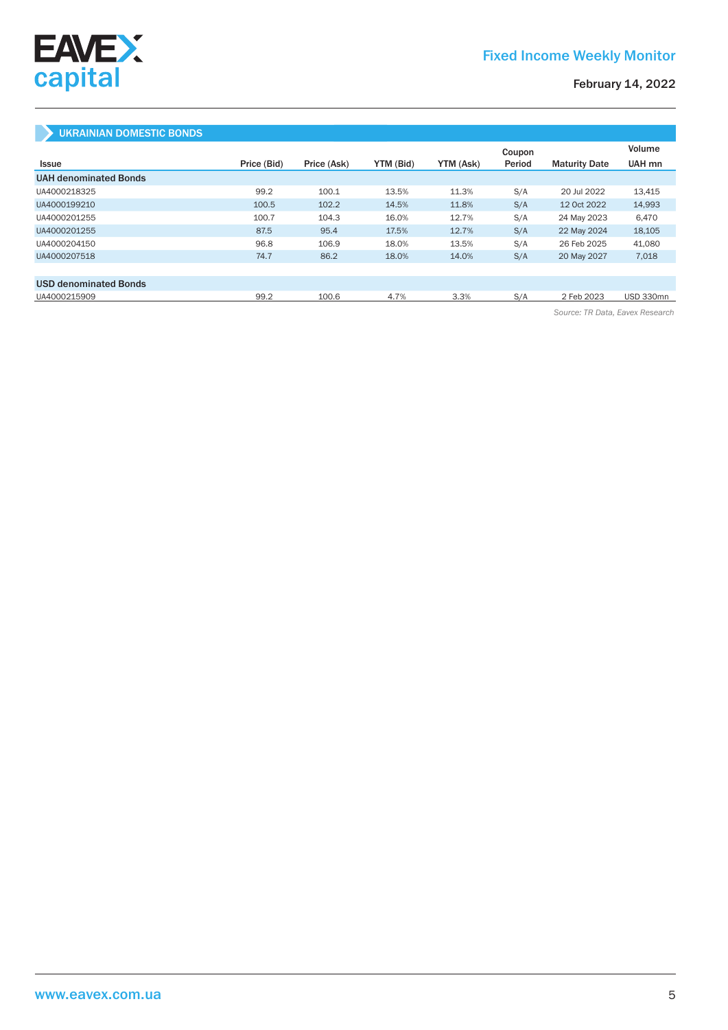## UKRAINIAN DOMESTIC BONDS

| Issue | Price (Bid) | Price (Ask) | YTM (Bid) | YTM (Ask) | Coupon Period | Maturity Date | Volume UAH mn |
|---|---|---|---|---|---|---|---|
| **UAH denominated Bonds** | | | | | | | |
| UA4000218325 | 99.2 | 100.1 | 13.5% | 11.3% | S/A | 20 Jul 2022 | 13,415 |
| UA4000199210 | 100.5 | 102.2 | 14.5% | 11.8% | S/A | 12 Oct 2022 | 14,993 |
| UA4000201255 | 100.7 | 104.3 | 16.0% | 12.7% | S/A | 24 May 2023 | 6,470 |
| UA4000201255 | 87.5 | 95.4 | 17.5% | 12.7% | S/A | 22 May 2024 | 18,105 |
| UA4000204150 | 96.8 | 106.9 | 18.0% | 13.5% | S/A | 26 Feb 2025 | 41,080 |
| UA4000207518 | 74.7 | 86.2 | 18.0% | 14.0% | S/A | 20 May 2027 | 7,018 |
| **USD denominated Bonds** | | | | | | | |
| UA4000215909 | 99.2 | 100.6 | 4.7% | 3.3% | S/A | 2 Feb 2023 | USD 330mn |

*Source: TR Data, Eavex Research*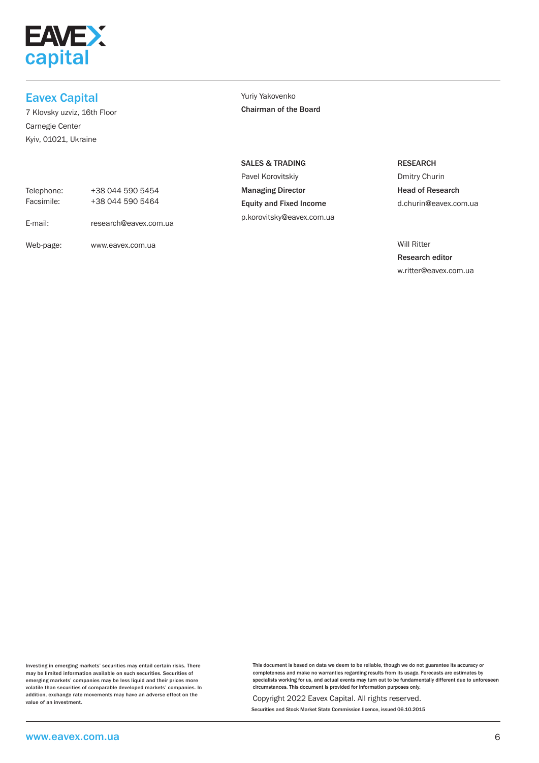EAVEX capital

## Eavex Capital

7 Klovsky uzviz, 16th Floor
Carnegie Center
Kyiv, 01021, Ukraine

| | |
|---|---|
| Telephone: | +38 044 590 5454 |
| Facsimile: | +38 044 590 5464 |
| E-mail: | research@eavex.com.ua |
| Web-page: | www.eavex.com.ua |

Yuriy Yakovenko
**Chairman of the Board**

**SALES & TRADING**

Pavel Korovitskiy
**Managing Director**
**Equity and Fixed Income**
p.korovitsky@eavex.com.ua

**RESEARCH**

Dmitry Churin
**Head of Research**
d.churin@eavex.com.ua

Will Ritter
**Research editor**
w.ritter@eavex.com.ua

Investing in emerging markets' securities may entail certain risks. There may be limited information available on such securities. Securities of emerging markets' companies may be less liquid and their prices more volatile than securities of comparable developed markets' companies. In addition, exchange rate movements may have an adverse effect on the value of an investment.

This document is based on data we deem to be reliable, though we do not guarantee its accuracy or completeness and make no warranties regarding results from its usage. Forecasts are estimates by specialists working for us, and actual events may turn out to be fundamentally different due to unforeseen circumstances. This document is provided for information purposes only.

Copyright 2022 Eavex Capital. All rights reserved.

Securities and Stock Market State Commission licence, issued 06.10.2015